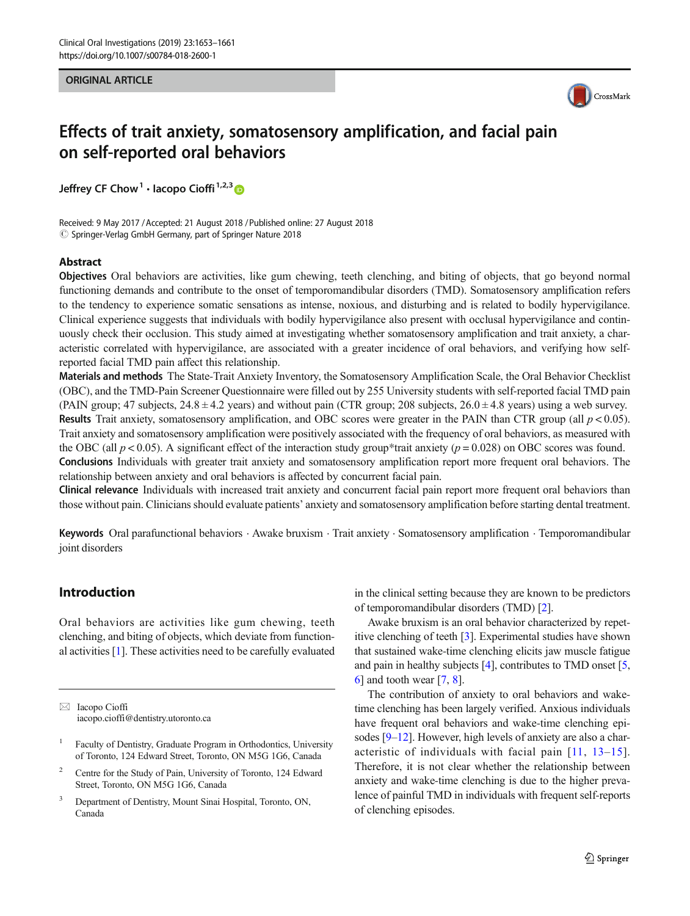ORIGINAL ARTICLE

# Effects of trait anxiety, somatosensory amplification, and facial pain on self-reported oral behaviors

Jeffrey CF Chow[1] · Iacopo Cioffi[1,2,3]

Received: 9 May 2017 / Accepted: 21 August 2018 / Published online: 27 August 2018
© Springer-Verlag GmbH Germany, part of Springer Nature 2018

## Abstract

**Objectives** Oral behaviors are activities, like gum chewing, teeth clenching, and biting of objects, that go beyond normal functioning demands and contribute to the onset of temporomandibular disorders (TMD). Somatosensory amplification refers to the tendency to experience somatic sensations as intense, noxious, and disturbing and is related to bodily hypervigilance. Clinical experience suggests that individuals with bodily hypervigilance also present with occlusal hypervigilance and continuously check their occlusion. This study aimed at investigating whether somatosensory amplification and trait anxiety, a characteristic correlated with hypervigilance, are associated with a greater incidence of oral behaviors, and verifying how self-reported facial TMD pain affect this relationship.

**Materials and methods** The State-Trait Anxiety Inventory, the Somatosensory Amplification Scale, the Oral Behavior Checklist (OBC), and the TMD-Pain Screener Questionnaire were filled out by 255 University students with self-reported facial TMD pain (PAIN group; 47 subjects, $24.8 \pm 4.2$ years) and without pain (CTR group; 208 subjects, $26.0 \pm 4.8$ years) using a web survey.

**Results** Trait anxiety, somatosensory amplification, and OBC scores were greater in the PAIN than CTR group (all $p < 0.05$). Trait anxiety and somatosensory amplification were positively associated with the frequency of oral behaviors, as measured with the OBC (all $p < 0.05$). A significant effect of the interaction study group*trait anxiety ($p = 0.028$) on OBC scores was found.

**Conclusions** Individuals with greater trait anxiety and somatosensory amplification report more frequent oral behaviors. The relationship between anxiety and oral behaviors is affected by concurrent facial pain.

**Clinical relevance** Individuals with increased trait anxiety and concurrent facial pain report more frequent oral behaviors than those without pain. Clinicians should evaluate patients' anxiety and somatosensory amplification before starting dental treatment.

**Keywords** Oral parafunctional behaviors · Awake bruxism · Trait anxiety · Somatosensory amplification · Temporomandibular joint disorders

## Introduction

Oral behaviors are activities like gum chewing, teeth clenching, and biting of objects, which deviate from functional activities [1]. These activities need to be carefully evaluated in the clinical setting because they are known to be predictors of temporomandibular disorders (TMD) [2].

Awake bruxism is an oral behavior characterized by repetitive clenching of teeth [3]. Experimental studies have shown that sustained wake-time clenching elicits jaw muscle fatigue and pain in healthy subjects [4], contributes to TMD onset [5, 6] and tooth wear [7, 8].

The contribution of anxiety to oral behaviors and wake-time clenching has been largely verified. Anxious individuals have frequent oral behaviors and wake-time clenching episodes [9–12]. However, high levels of anxiety are also a characteristic of individuals with facial pain [11, 13–15]. Therefore, it is not clear whether the relationship between anxiety and wake-time clenching is due to the higher prevalence of painful TMD in individuals with frequent self-reports of clenching episodes.

---

✉ Iacopo Cioffi
iacopo.cioffi@dentistry.utoronto.ca

[1] Faculty of Dentistry, Graduate Program in Orthodontics, University of Toronto, 124 Edward Street, Toronto, ON M5G 1G6, Canada

[2] Centre for the Study of Pain, University of Toronto, 124 Edward Street, Toronto, ON M5G 1G6, Canada

[3] Department of Dentistry, Mount Sinai Hospital, Toronto, ON, Canada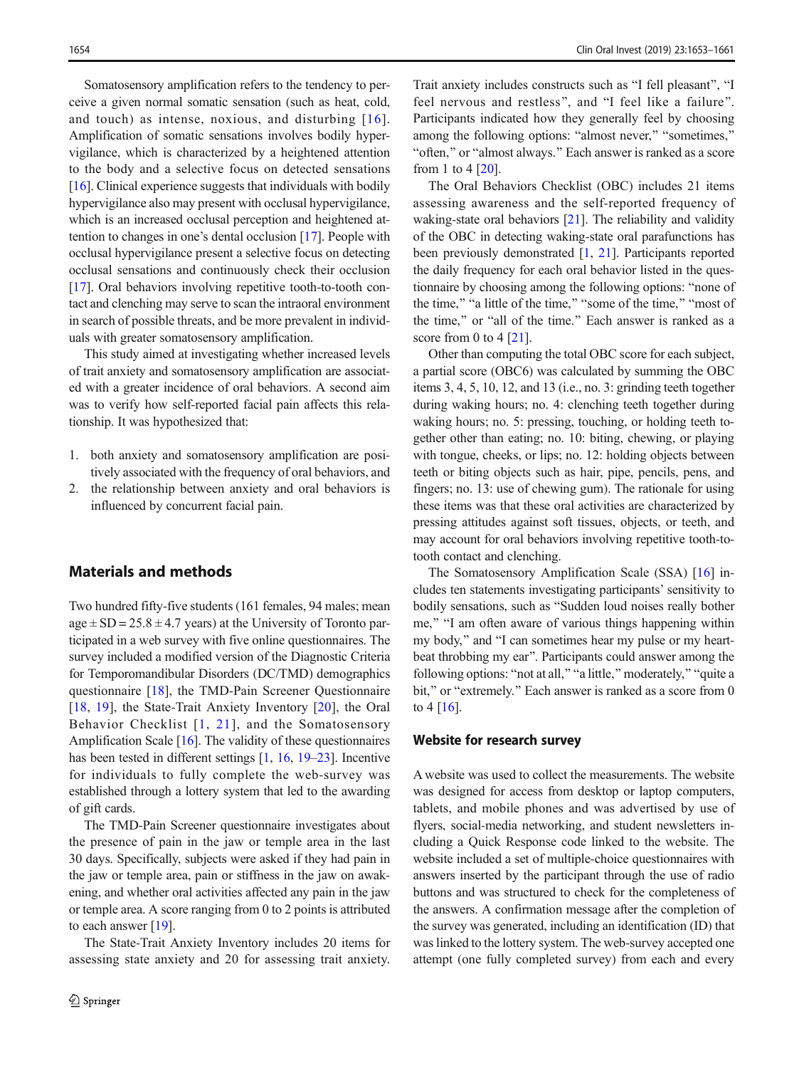Somatosensory amplification refers to the tendency to perceive a given normal somatic sensation (such as heat, cold, and touch) as intense, noxious, and disturbing [16]. Amplification of somatic sensations involves bodily hypervigilance, which is characterized by a heightened attention to the body and a selective focus on detected sensations [16]. Clinical experience suggests that individuals with bodily hypervigilance also may present with occlusal hypervigilance, which is an increased occlusal perception and heightened attention to changes in one's dental occlusion [17]. People with occlusal hypervigilance present a selective focus on detecting occlusal sensations and continuously check their occlusion [17]. Oral behaviors involving repetitive tooth-to-tooth contact and clenching may serve to scan the intraoral environment in search of possible threats, and be more prevalent in individuals with greater somatosensory amplification.

This study aimed at investigating whether increased levels of trait anxiety and somatosensory amplification are associated with a greater incidence of oral behaviors. A second aim was to verify how self-reported facial pain affects this relationship. It was hypothesized that:

1. both anxiety and somatosensory amplification are positively associated with the frequency of oral behaviors, and
2. the relationship between anxiety and oral behaviors is influenced by concurrent facial pain.

## Materials and methods

Two hundred fifty-five students (161 females, 94 males; mean age ± SD = 25.8 ± 4.7 years) at the University of Toronto participated in a web survey with five online questionnaires. The survey included a modified version of the Diagnostic Criteria for Temporomandibular Disorders (DC/TMD) demographics questionnaire [18], the TMD-Pain Screener Questionnaire [18, 19], the State-Trait Anxiety Inventory [20], the Oral Behavior Checklist [1, 21], and the Somatosensory Amplification Scale [16]. The validity of these questionnaires has been tested in different settings [1, 16, 19–23]. Incentive for individuals to fully complete the web-survey was established through a lottery system that led to the awarding of gift cards.

The TMD-Pain Screener questionnaire investigates about the presence of pain in the jaw or temple area in the last 30 days. Specifically, subjects were asked if they had pain in the jaw or temple area, pain or stiffness in the jaw on awakening, and whether oral activities affected any pain in the jaw or temple area. A score ranging from 0 to 2 points is attributed to each answer [19].

The State-Trait Anxiety Inventory includes 20 items for assessing state anxiety and 20 for assessing trait anxiety. Trait anxiety includes constructs such as "I fell pleasant", "I feel nervous and restless", and "I feel like a failure". Participants indicated how they generally feel by choosing among the following options: "almost never," "sometimes," "often," or "almost always." Each answer is ranked as a score from 1 to 4 [20].

The Oral Behaviors Checklist (OBC) includes 21 items assessing awareness and the self-reported frequency of waking-state oral behaviors [21]. The reliability and validity of the OBC in detecting waking-state oral parafunctions has been previously demonstrated [1, 21]. Participants reported the daily frequency for each oral behavior listed in the questionnaire by choosing among the following options: "none of the time," "a little of the time," "some of the time," "most of the time," or "all of the time." Each answer is ranked as a score from 0 to 4 [21].

Other than computing the total OBC score for each subject, a partial score (OBC6) was calculated by summing the OBC items 3, 4, 5, 10, 12, and 13 (i.e., no. 3: grinding teeth together during waking hours; no. 4: clenching teeth together during waking hours; no. 5: pressing, touching, or holding teeth together other than eating; no. 10: biting, chewing, or playing with tongue, cheeks, or lips; no. 12: holding objects between teeth or biting objects such as hair, pipe, pencils, pens, and fingers; no. 13: use of chewing gum). The rationale for using these items was that these oral activities are characterized by pressing attitudes against soft tissues, objects, or teeth, and may account for oral behaviors involving repetitive tooth-to-tooth contact and clenching.

The Somatosensory Amplification Scale (SSA) [16] includes ten statements investigating participants' sensitivity to bodily sensations, such as "Sudden loud noises really bother me," "I am often aware of various things happening within my body," and "I can sometimes hear my pulse or my heartbeat throbbing my ear". Participants could answer among the following options: "not at all," "a little," moderately," "quite a bit," or "extremely." Each answer is ranked as a score from 0 to 4 [16].

### Website for research survey

A website was used to collect the measurements. The website was designed for access from desktop or laptop computers, tablets, and mobile phones and was advertised by use of flyers, social-media networking, and student newsletters including a Quick Response code linked to the website. The website included a set of multiple-choice questionnaires with answers inserted by the participant through the use of radio buttons and was structured to check for the completeness of the answers. A confirmation message after the completion of the survey was generated, including an identification (ID) that was linked to the lottery system. The web-survey accepted one attempt (one fully completed survey) from each and every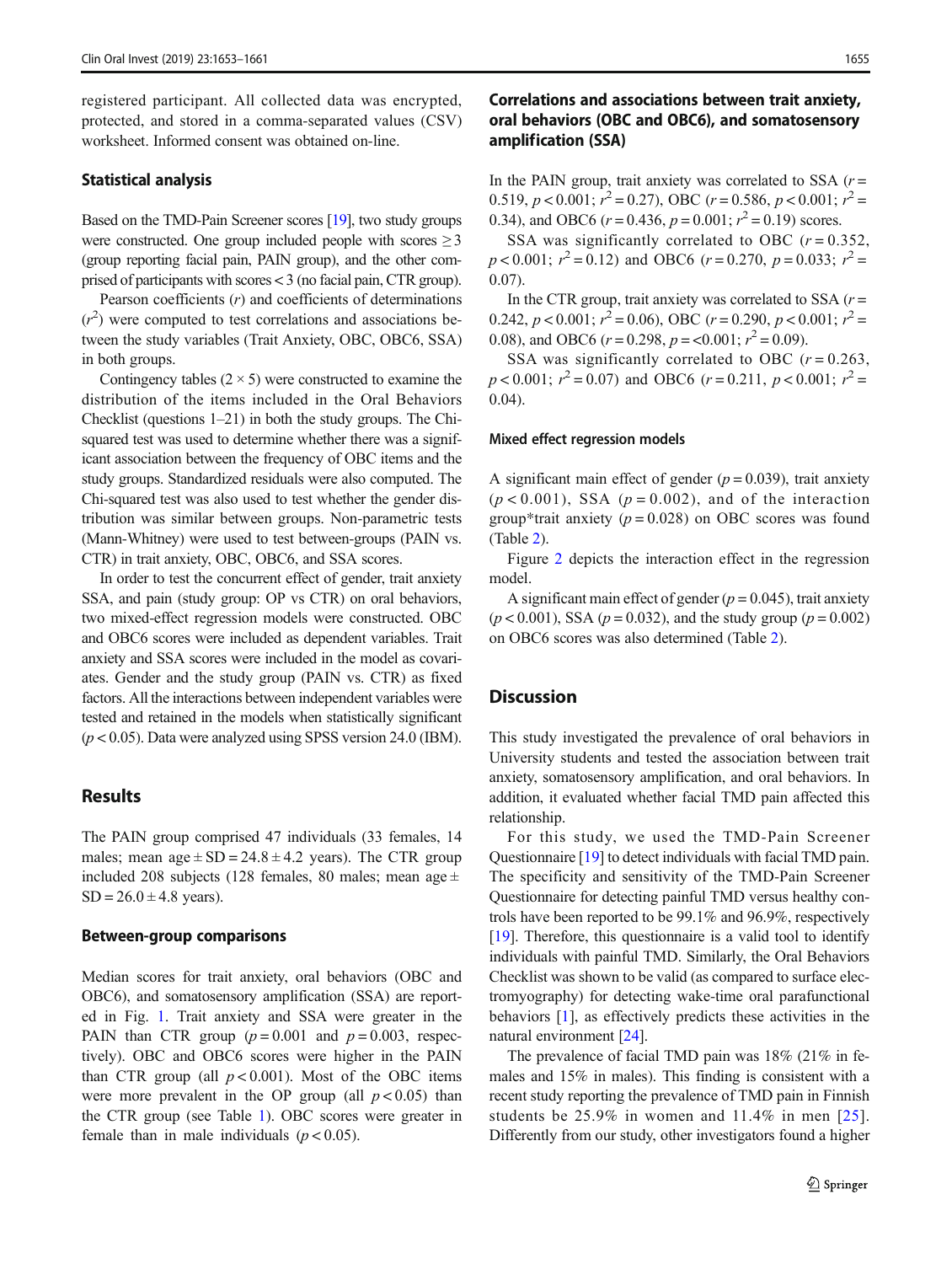registered participant. All collected data was encrypted, protected, and stored in a comma-separated values (CSV) worksheet. Informed consent was obtained on-line.

### Statistical analysis

Based on the TMD-Pain Screener scores [19], two study groups were constructed. One group included people with scores ≥ 3 (group reporting facial pain, PAIN group), and the other comprised of participants with scores < 3 (no facial pain, CTR group).

Pearson coefficients ($r$) and coefficients of determinations ($r^2$) were computed to test correlations and associations between the study variables (Trait Anxiety, OBC, OBC6, SSA) in both groups.

Contingency tables (2 × 5) were constructed to examine the distribution of the items included in the Oral Behaviors Checklist (questions 1–21) in both the study groups. The Chi-squared test was used to determine whether there was a significant association between the frequency of OBC items and the study groups. Standardized residuals were also computed. The Chi-squared test was also used to test whether the gender distribution was similar between groups. Non-parametric tests (Mann-Whitney) were used to test between-groups (PAIN vs. CTR) in trait anxiety, OBC, OBC6, and SSA scores.

In order to test the concurrent effect of gender, trait anxiety SSA, and pain (study group: OP vs CTR) on oral behaviors, two mixed-effect regression models were constructed. OBC and OBC6 scores were included as dependent variables. Trait anxiety and SSA scores were included in the model as covariates. Gender and the study group (PAIN vs. CTR) as fixed factors. All the interactions between independent variables were tested and retained in the models when statistically significant ($p < 0.05$). Data were analyzed using SPSS version 24.0 (IBM).

## Results

The PAIN group comprised 47 individuals (33 females, 14 males; mean age ± SD = 24.8 ± 4.2 years). The CTR group included 208 subjects (128 females, 80 males; mean age ± SD = 26.0 ± 4.8 years).

### Between-group comparisons

Median scores for trait anxiety, oral behaviors (OBC and OBC6), and somatosensory amplification (SSA) are reported in Fig. 1. Trait anxiety and SSA were greater in the PAIN than CTR group ($p = 0.001$ and $p = 0.003$, respectively). OBC and OBC6 scores were higher in the PAIN than CTR group (all $p < 0.001$). Most of the OBC items were more prevalent in the OP group (all $p < 0.05$) than the CTR group (see Table 1). OBC scores were greater in female than in male individuals ($p < 0.05$).

### Correlations and associations between trait anxiety, oral behaviors (OBC and OBC6), and somatosensory amplification (SSA)

In the PAIN group, trait anxiety was correlated to SSA ($r = 0.519$, $p < 0.001$; $r^2 = 0.27$), OBC ($r = 0.586$, $p < 0.001$; $r^2 = 0.34$), and OBC6 ($r = 0.436$, $p = 0.001$; $r^2 = 0.19$) scores.

SSA was significantly correlated to OBC ($r = 0.352$, $p < 0.001$; $r^2 = 0.12$) and OBC6 ($r = 0.270$, $p = 0.033$; $r^2 = 0.07$).

In the CTR group, trait anxiety was correlated to SSA ($r = 0.242$, $p < 0.001$; $r^2 = 0.06$), OBC ($r = 0.290$, $p < 0.001$; $r^2 = 0.08$), and OBC6 ($r = 0.298$, $p = <0.001$; $r^2 = 0.09$).

SSA was significantly correlated to OBC ($r = 0.263$, $p < 0.001$; $r^2 = 0.07$) and OBC6 ($r = 0.211$, $p < 0.001$; $r^2 = 0.04$).

#### Mixed effect regression models

A significant main effect of gender ($p = 0.039$), trait anxiety ($p < 0.001$), SSA ($p = 0.002$), and of the interaction group*trait anxiety ($p = 0.028$) on OBC scores was found (Table 2).

Figure 2 depicts the interaction effect in the regression model.

A significant main effect of gender ($p = 0.045$), trait anxiety ($p < 0.001$), SSA ($p = 0.032$), and the study group ($p = 0.002$) on OBC6 scores was also determined (Table 2).

## Discussion

This study investigated the prevalence of oral behaviors in University students and tested the association between trait anxiety, somatosensory amplification, and oral behaviors. In addition, it evaluated whether facial TMD pain affected this relationship.

For this study, we used the TMD-Pain Screener Questionnaire [19] to detect individuals with facial TMD pain. The specificity and sensitivity of the TMD-Pain Screener Questionnaire for detecting painful TMD versus healthy controls have been reported to be 99.1% and 96.9%, respectively [19]. Therefore, this questionnaire is a valid tool to identify individuals with painful TMD. Similarly, the Oral Behaviors Checklist was shown to be valid (as compared to surface electromyography) for detecting wake-time oral parafunctional behaviors [1], as effectively predicts these activities in the natural environment [24].

The prevalence of facial TMD pain was 18% (21% in females and 15% in males). This finding is consistent with a recent study reporting the prevalence of TMD pain in Finnish students be 25.9% in women and 11.4% in men [25]. Differently from our study, other investigators found a higher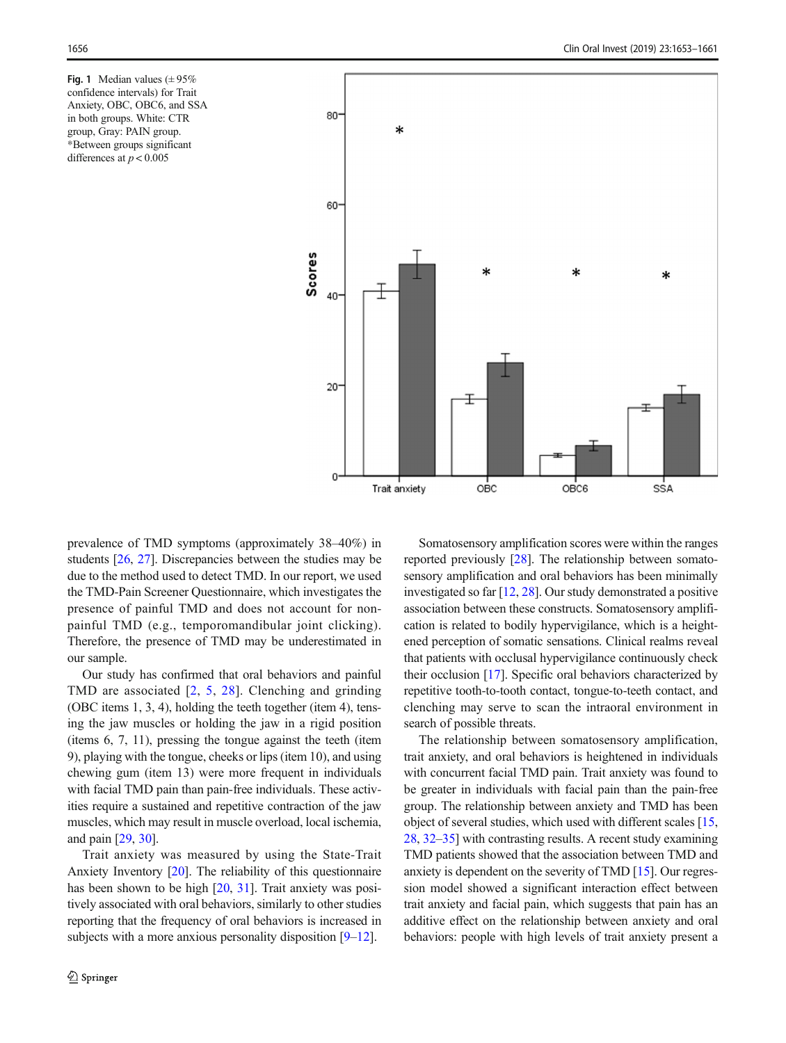Fig. 1 Median values (± 95% confidence intervals) for Trait Anxiety, OBC, OBC6, and SSA in both groups. White: CTR group, Gray: PAIN group. *Between groups significant differences at $p < 0.005$

prevalence of TMD symptoms (approximately 38–40%) in students [26, 27]. Discrepancies between the studies may be due to the method used to detect TMD. In our report, we used the TMD-Pain Screener Questionnaire, which investigates the presence of painful TMD and does not account for non-painful TMD (e.g., temporomandibular joint clicking). Therefore, the presence of TMD may be underestimated in our sample.

Our study has confirmed that oral behaviors and painful TMD are associated [2, 5, 28]. Clenching and grinding (OBC items 1, 3, 4), holding the teeth together (item 4), tensing the jaw muscles or holding the jaw in a rigid position (items 6, 7, 11), pressing the tongue against the teeth (item 9), playing with the tongue, cheeks or lips (item 10), and using chewing gum (item 13) were more frequent in individuals with facial TMD pain than pain-free individuals. These activities require a sustained and repetitive contraction of the jaw muscles, which may result in muscle overload, local ischemia, and pain [29, 30].

Trait anxiety was measured by using the State-Trait Anxiety Inventory [20]. The reliability of this questionnaire has been shown to be high [20, 31]. Trait anxiety was positively associated with oral behaviors, similarly to other studies reporting that the frequency of oral behaviors is increased in subjects with a more anxious personality disposition [9–12].

Somatosensory amplification scores were within the ranges reported previously [28]. The relationship between somatosensory amplification and oral behaviors has been minimally investigated so far [12, 28]. Our study demonstrated a positive association between these constructs. Somatosensory amplification is related to bodily hypervigilance, which is a heightened perception of somatic sensations. Clinical realms reveal that patients with occlusal hypervigilance continuously check their occlusion [17]. Specific oral behaviors characterized by repetitive tooth-to-tooth contact, tongue-to-teeth contact, and clenching may serve to scan the intraoral environment in search of possible threats.

The relationship between somatosensory amplification, trait anxiety, and oral behaviors is heightened in individuals with concurrent facial TMD pain. Trait anxiety was found to be greater in individuals with facial pain than the pain-free group. The relationship between anxiety and TMD has been object of several studies, which used with different scales [15, 28, 32–35] with contrasting results. A recent study examining TMD patients showed that the association between TMD and anxiety is dependent on the severity of TMD [15]. Our regression model showed a significant interaction effect between trait anxiety and facial pain, which suggests that pain has an additive effect on the relationship between anxiety and oral behaviors: people with high levels of trait anxiety present a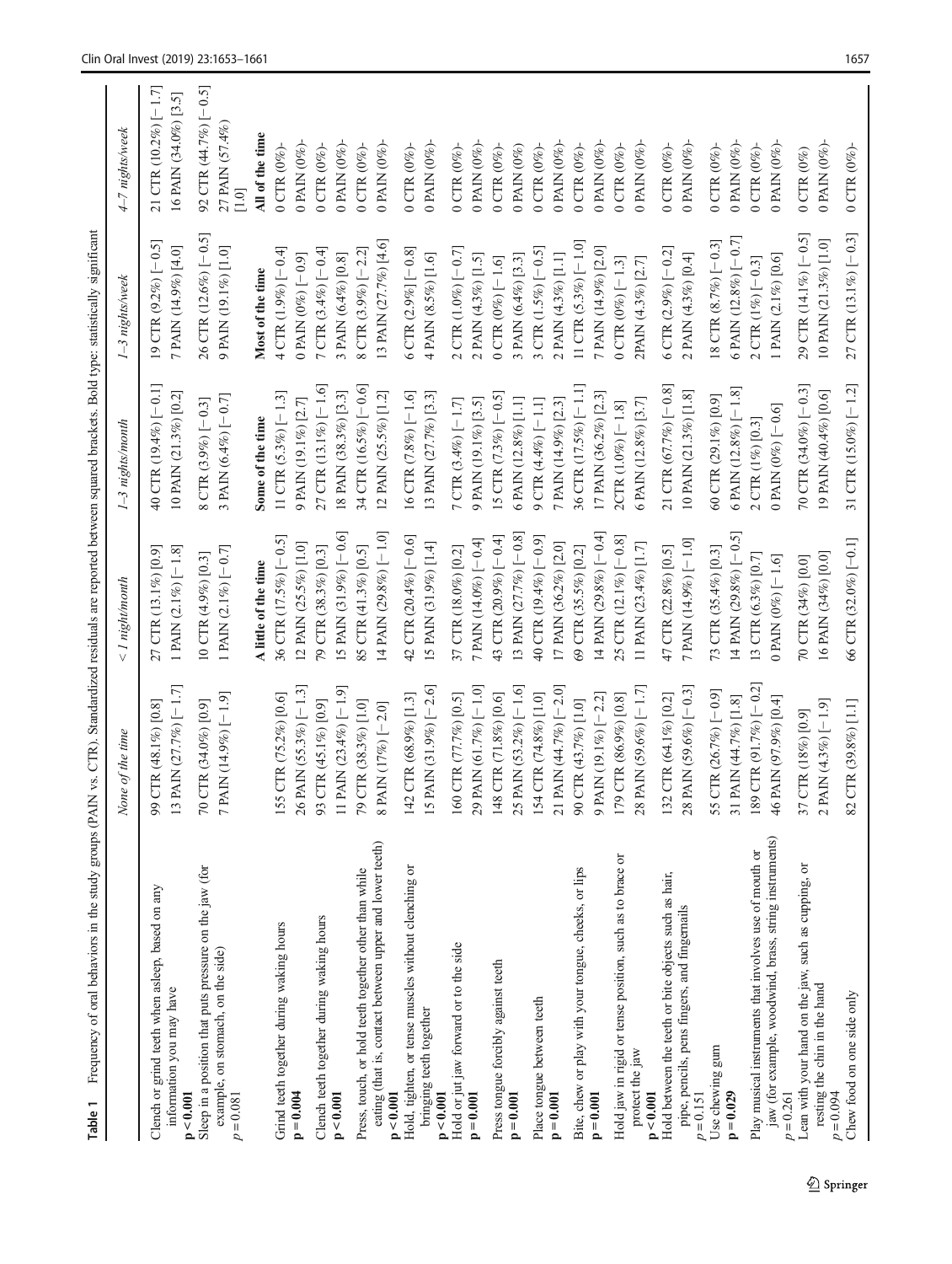**Table 1** Frequency of oral behaviors in the study groups (PAIN vs. CTR). Standardized residuals are reported between squared brackets. Bold type: statistically significant

| | *None of the time* | *< 1 night/month* | *1–3 nights/month* | *1–3 nights/week* | *4–7 nights/week* |
|---|---|---|---|---|---|
| Clench or grind teeth when asleep, based on any information you may have | 99 CTR (48.1%) [0.8] | 27 CTR (13.1%) [0.9] | 40 CTR (19.4%) [−0.1] | 19 CTR (9.2%) [−0.5] | 21 CTR (10.2%) [−1.7] |
| **p < 0.001** | 13 PAIN (27.7%) [−1.7] | 1 PAIN (2.1%) [−1.8] | 10 PAIN (21.3%) [0.2] | 7 PAIN (14.9%) [4.0] | 16 PAIN (34.0%) [3.5] |
| Sleep in a position that puts pressure on the jaw (for example, on stomach, on the side) | 70 CTR (34.0%) [0.9] | 10 CTR (4.9%) [0.3] | 8 CTR (3.9%) [−0.3] | 26 CTR (12.6%) [−0.5] | 92 CTR (44.7%) [−0.5] |
| *p* = 0.081 | 7 PAIN (14.9%) [−1.9] | 1 PAIN (2.1%) [−0.7] | 3 PAIN (6.4%) [−0.7] | 9 PAIN (19.1%) [1.0] | 27 PAIN (57.4%) [1.0] |
| | | **A little of the time** | **Some of the time** | **Most of the time** | **All of the time** |
| Grind teeth together during waking hours | 155 CTR (75.2%) [0.6] | 36 CTR (17.5%) [−0.5] | 11 CTR (5.3%) [−1.3] | 4 CTR (1.9%) [−0.4] | 0 CTR (0%)- |
| **p = 0.004** | 26 PAIN (55.3%) [−1.3] | 12 PAIN (25.5%) [1.0] | 9 PAIN (19.1%) [2.7] | 0 PAIN (0%) [−0.9] | 0 PAIN (0%)- |
| Clench teeth together during waking hours | 93 CTR (45.1%) [0.9] | 79 CTR (38.3%) [0.3] | 27 CTR (13.1%) [−1.6] | 7 CTR (3.4%) [−0.4] | 0 CTR (0%)- |
| **p < 0.001** | 11 PAIN (23.4%) [−1.9] | 15 PAIN (31.9%) [−0.6] | 18 PAIN (38.3%) [3.3] | 3 PAIN (6.4%) [0.8] | 0 PAIN (0%)- |
| Press, touch, or hold teeth together other than while eating (that is, contact between upper and lower teeth) | 79 CTR (38.3%) [1.0] | 85 CTR (41.3%) [0.5] | 34 CTR (16.5%) [−0.6] | 8 CTR (3.9%) [−2.2] | 0 CTR (0%)- |
| **p < 0.001** | 8 PAIN (17%) [−2.0] | 14 PAIN (29.8%) [−1.0] | 12 PAIN (25.5%) [1.2] | 13 PAIN (27.7%) [4.6] | 0 PAIN (0%)- |
| Hold, tighten, or tense muscles without clenching or bringing teeth together | 142 CTR (68.9%) [1.3] | 42 CTR (20.4%) [−0.6] | 16 CTR (7.8%) [−1.6] | 6 CTR (2.9%) [−0.8] | 0 CTR (0%)- |
| **p < 0.001** | 15 PAIN (31.9%) [−2.6] | 15 PAIN (31.9%) [1.4] | 13 PAIN (27.7%) [3.3] | 4 PAIN (8.5%) [1.6] | 0 PAIN (0%)- |
| Hold or jut jaw forward or to the side | 160 CTR (77.7%) [0.5] | 37 CTR (18.0%) [0.2] | 7 CTR (3.4%) [−1.7] | 2 CTR (1.0%) [−0.7] | 0 CTR (0%)- |
| **p = 0.001** | 29 PAIN (61.7%) [−1.0] | 7 PAIN (14.0%) [−0.4] | 9 PAIN (19.1%) [3.5] | 2 PAIN (4.3%) [1.5] | 0 PAIN (0%)- |
| Press tongue forcibly against teeth | 148 CTR (71.8%) [0.6] | 43 CTR (20.9%) [−0.4] | 15 CTR (7.3%) [−0.5] | 0 CTR (0%) [−1.6] | 0 CTR (0%)- |
| **p = 0.001** | 25 PAIN (53.2%) [−1.6] | 13 PAIN (27.7%) [−0.8] | 6 PAIN (12.8%) [1.1] | 3 PAIN (6.4%) [3.3] | 0 PAIN (0%) |
| Place tongue between teeth | 154 CTR (74.8%) [1.0] | 40 CTR (19.4%) [−0.9] | 9 CTR (4.4%) [−1.1] | 3 CTR (1.5%) [−0.5] | 0 CTR (0%)- |
| **p = 0.001** | 21 PAIN (44.7%) [−2.0] | 17 PAIN (36.2%) [2.0] | 7 PAIN (14.9%) [2.3] | 2 PAIN (4.3%) [1.1] | 0 PAIN (0%)- |
| Bite, chew or play with your tongue, cheeks, or lips | 90 CTR (43.7%) [1.0] | 69 CTR (35.5%) [0.2] | 36 CTR (17.5%) [−1.1] | 11 CTR (5.3%) [−1.0] | 0 CTR (0%)- |
| **p = 0.001** | 9 PAIN (19.1%) [−2.2] | 14 PAIN (29.8%) [−0.4] | 17 PAIN (36.2%) [2.3] | 7 PAIN (14.9%) [2.0] | 0 PAIN (0%)- |
| Hold jaw in rigid or tense position, such as to brace or protect the jaw | 179 CTR (86.9%) [0.8] | 25 CTR (12.1%) [−0.8] | 2CTR (1.0%) [−1.8] | 0 CTR (0%) [−1.3] | 0 CTR (0%)- |
| **p < 0.001** | 28 PAIN (59.6%) [−1.7] | 11 PAIN (23.4%) [1.7] | 6 PAIN (12.8%) [3.7] | 2PAIN (4.3%) [2.7] | 0 PAIN (0%)- |
| Hold between the teeth or bite objects such as hair, pipe, pencils, pens fingers, and fingernails | 132 CTR (64.1%) [0.2] | 47 CTR (22.8%) [0.5] | 21 CTR (67.7%) [−0.8] | 6 CTR (2.9%) [−0.2] | 0 CTR (0%)- |
| *p* = 0.151 | 28 PAIN (59.6%) [−0.3] | 7 PAIN (14.9%) [−1.0] | 10 PAIN (21.3%) [1.8] | 2 PAIN (4.3%) [0.4] | 0 PAIN (0%)- |
| Use chewing gum | 55 CTR (26.7%) [−0.9] | 73 CTR (35.4%) [0.3] | 60 CTR (29.1%) [0.9] | 18 CTR (8.7%) [−0.3] | 0 CTR (0%)- |
| **p = 0.029** | 31 PAIN (44.7%) [1.8] | 14 PAIN (29.8%) [−0.5] | 6 PAIN (12.8%) [−1.8] | 6 PAIN (12.8%) [−0.7] | 0 PAIN (0%)- |
| Play musical instruments that involves use of mouth or jaw (for example, woodwind, brass, string instruments) | 189 CTR (91.7%) [−0.2] | 13 CTR (6.3%) [0.7] | 2 CTR (1%) [0.3] | 2 CTR (1%) [−0.3] | 0 CTR (0%)- |
| *p* = 0.261 | 46 PAIN (97.9%) [0.4] | 0 PAIN (0%) [−1.6] | 0 PAIN (0%) [−0.6] | 1 PAIN (2.1%) [0.6] | 0 PAIN (0%)- |
| Lean with your hand on the jaw, such as cupping, or resting the chin in the hand | 37 CTR (18%) [0.9] | 70 CTR (34%) [0.0] | 70 CTR (34.0%) [−0.3] | 29 CTR (14.1%) [−0.5] | 0 CTR (0%) |
| *p* = 0.094 | 2 PAIN (4.3%) [−1.9] | 16 PAIN (34%) [0.0] | 19 PAIN (40.4%) [0.6] | 10 PAIN (21.3%) [1.0] | 0 PAIN (0%)- |
| Chew food on one side only | 82 CTR (39.8%) [1.1] | 66 CTR (32.0%) [−0.1] | 31 CTR (15.0%) [−1.2] | 27 CTR (13.1%) [−0.3] | 0 CTR (0%)- |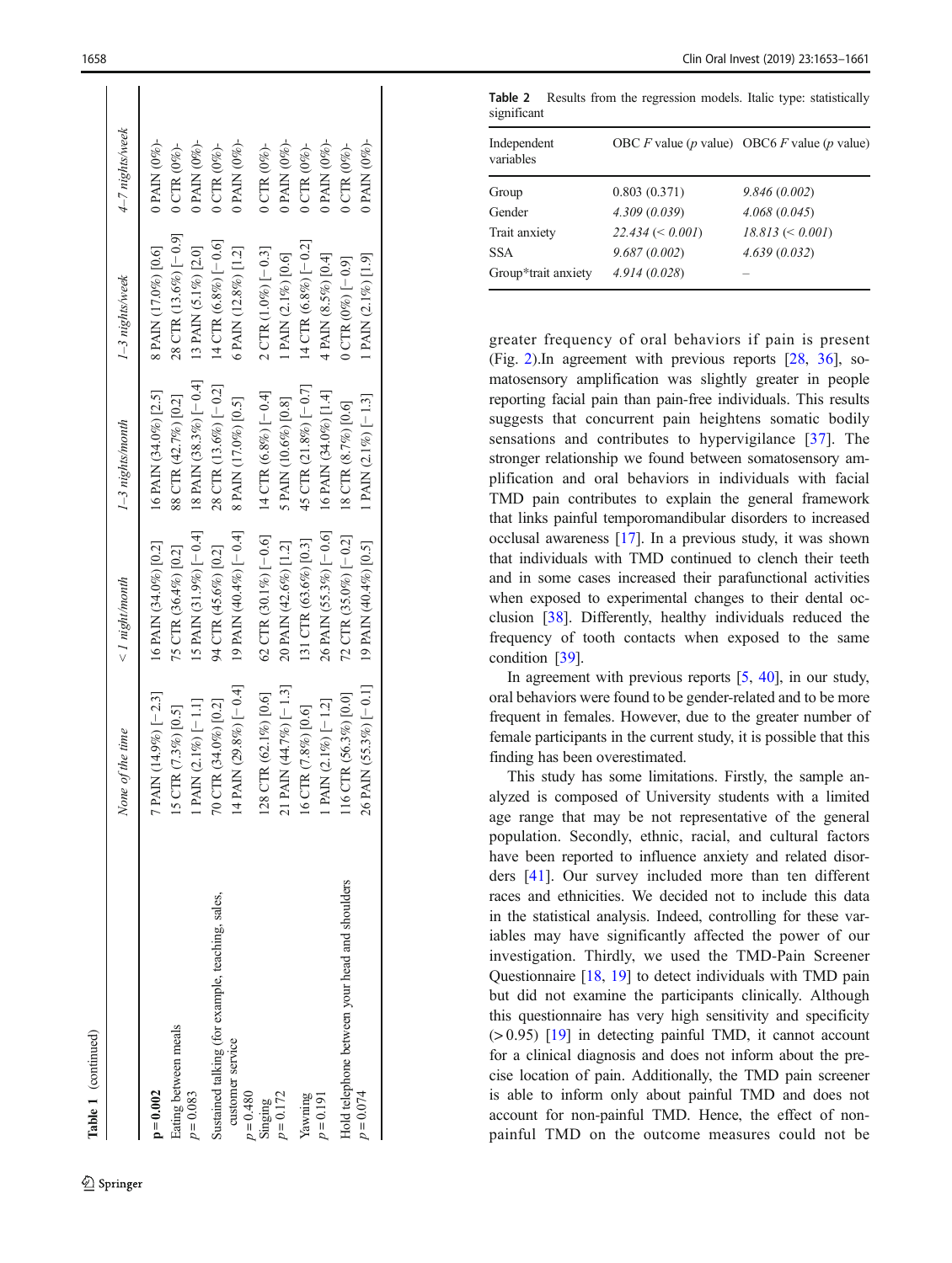**Table 1** (continued)

| | *None of the time* | *< 1 night/month* | *1–3 nights/month* | *1–3 nights/week* | *4–7 nights/week* |
|---|---|---|---|---|---|
| **p = 0.002** | 7 PAIN (14.9%) [− 2.3] | 16 PAIN (34.0%) [0.2] | 16 PAIN (34.0%) [2.5] | 8 PAIN (17.0%) [0.6] | 0 PAIN (0%)- |
| Eating between meals | 15 CTR (7.3%) [0.5] | 75 CTR (36.4%) [0.2] | 88 CTR (42.7%) [0.2] | 28 CTR (13.6%) [− 0.9] | 0 CTR (0%)- |
| p = 0.083 | 1 PAIN (2.1%) [− 1.1] | 15 PAIN (31.9%) [− 0.4] | 18 PAIN (38.3%) [− 0.4] | 13 PAIN (5.1%) [2.0] | 0 PAIN (0%)- |
| Sustained talking (for example, teaching, sales, customer service | 70 CTR (34.0%) [0.2] | 94 CTR (45.6%) [0.2] | 28 CTR (13.6%) [− 0.2] | 14 CTR (6.8%) [− 0.6] | 0 CTR (0%)- |
| p = 0.480 | 14 PAIN (29.8%) [− 0.4] | 19 PAIN (40.4%) [− 0.4] | 8 PAIN (17.0%) [0.5] | 6 PAIN (12.8%) [1.2] | 0 PAIN (0%)- |
| Singing | 128 CTR (62.1%) [0.6] | 62 CTR (30.1%) [− 0.6] | 14 CTR (6.8%) [− 0.4] | 2 CTR (1.0%) [− 0.3] | 0 CTR (0%)- |
| p = 0.172 | 21 PAIN (44.7%) [− 1.3] | 20 PAIN (42.6%) [1.2] | 5 PAIN (10.6%) [0.8] | 1 PAIN (2.1%) [0.6] | 0 PAIN (0%)- |
| Yawning | 16 CTR (7.8%) [0.6] | 131 CTR (63.6%) [0.3] | 45 CTR (21.8%) [− 0.7] | 14 CTR (6.8%) [− 0.2] | 0 CTR (0%)- |
| p = 0.191 | 1 PAIN (2.1%) [− 1.2] | 26 PAIN (55.3%) [− 0.6] | 16 PAIN (34.0%) [1.4] | 4 PAIN (8.5%) [0.4] | 0 PAIN (0%)- |
| Hold telephone between your head and shoulders | 116 CTR (56.3%) [0.0] | 72 CTR (35.0%) [− 0.2] | 18 CTR (8.7%) [0.6] | 0 CTR (0%) [− 0.9] | 0 CTR (0%)- |
| p = 0.074 | 26 PAIN (55.3%) [− 0.1] | 19 PAIN (40.4%) [0.5] | 1 PAIN (2.1%) [− 1.3] | 1 PAIN (2.1%) [1.9] | 0 PAIN (0%)- |

**Table 2** Results from the regression models. Italic type: statistically significant

| Independent variables | OBC *F* value (*p* value) | OBC6 *F* value (*p* value) |
|---|---|---|
| Group | 0.803 (0.371) | *9.846 (0.002)* |
| Gender | *4.309 (0.039)* | *4.068 (0.045)* |
| Trait anxiety | *22.434 (< 0.001)* | *18.813 (< 0.001)* |
| SSA | *9.687 (0.002)* | *4.639 (0.032)* |
| Group*trait anxiety | *4.914 (0.028)* | – |

greater frequency of oral behaviors if pain is present (Fig. 2).In agreement with previous reports [28, 36], somatosensory amplification was slightly greater in people reporting facial pain than pain-free individuals. This results suggests that concurrent pain heightens somatic bodily sensations and contributes to hypervigilance [37]. The stronger relationship we found between somatosensory amplification and oral behaviors in individuals with facial TMD pain contributes to explain the general framework that links painful temporomandibular disorders to increased occlusal awareness [17]. In a previous study, it was shown that individuals with TMD continued to clench their teeth and in some cases increased their parafunctional activities when exposed to experimental changes to their dental occlusion [38]. Differently, healthy individuals reduced the frequency of tooth contacts when exposed to the same condition [39].

In agreement with previous reports [5, 40], in our study, oral behaviors were found to be gender-related and to be more frequent in females. However, due to the greater number of female participants in the current study, it is possible that this finding has been overestimated.

This study has some limitations. Firstly, the sample analyzed is composed of University students with a limited age range that may be not representative of the general population. Secondly, ethnic, racial, and cultural factors have been reported to influence anxiety and related disorders [41]. Our survey included more than ten different races and ethnicities. We decided not to include this data in the statistical analysis. Indeed, controlling for these variables may have significantly affected the power of our investigation. Thirdly, we used the TMD-Pain Screener Questionnaire [18, 19] to detect individuals with TMD pain but did not examine the participants clinically. Although this questionnaire has very high sensitivity and specificity (> 0.95) [19] in detecting painful TMD, it cannot account for a clinical diagnosis and does not inform about the precise location of pain. Additionally, the TMD pain screener is able to inform only about painful TMD and does not account for non-painful TMD. Hence, the effect of non-painful TMD on the outcome measures could not be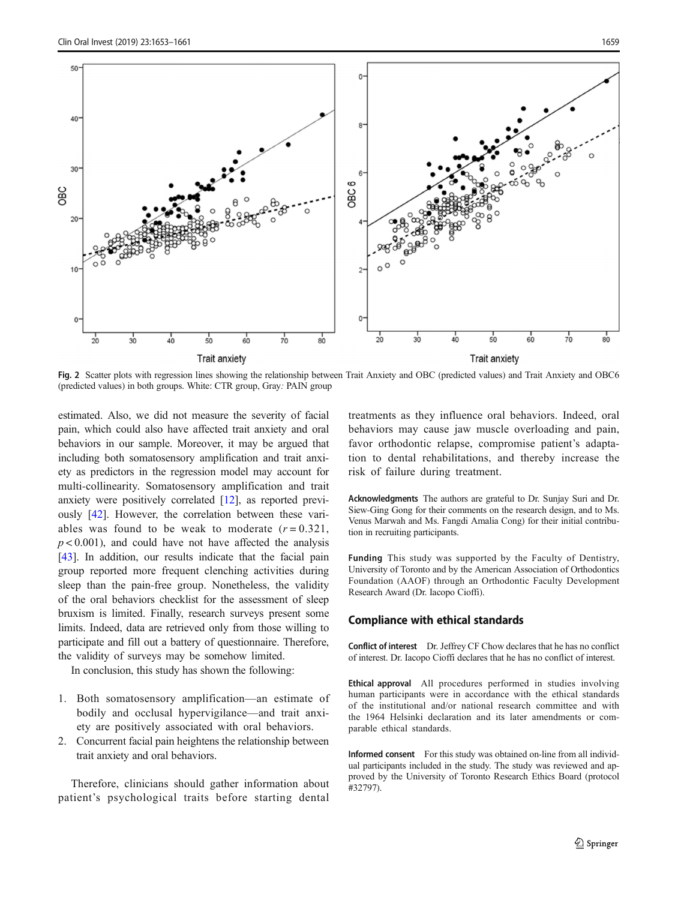Fig. 2 Scatter plots with regression lines showing the relationship between Trait Anxiety and OBC (predicted values) and Trait Anxiety and OBC6 (predicted values) in both groups. White: CTR group, Gray: PAIN group

estimated. Also, we did not measure the severity of facial pain, which could also have affected trait anxiety and oral behaviors in our sample. Moreover, it may be argued that including both somatosensory amplification and trait anxiety as predictors in the regression model may account for multi-collinearity. Somatosensory amplification and trait anxiety were positively correlated [12], as reported previously [42]. However, the correlation between these variables was found to be weak to moderate ($r = 0.321$, $p < 0.001$), and could have not have affected the analysis [43]. In addition, our results indicate that the facial pain group reported more frequent clenching activities during sleep than the pain-free group. Nonetheless, the validity of the oral behaviors checklist for the assessment of sleep bruxism is limited. Finally, research surveys present some limits. Indeed, data are retrieved only from those willing to participate and fill out a battery of questionnaire. Therefore, the validity of surveys may be somehow limited.

In conclusion, this study has shown the following:

1. Both somatosensory amplification—an estimate of bodily and occlusal hypervigilance—and trait anxiety are positively associated with oral behaviors.
2. Concurrent facial pain heightens the relationship between trait anxiety and oral behaviors.

Therefore, clinicians should gather information about patient's psychological traits before starting dental treatments as they influence oral behaviors. Indeed, oral behaviors may cause jaw muscle overloading and pain, favor orthodontic relapse, compromise patient's adaptation to dental rehabilitations, and thereby increase the risk of failure during treatment.

**Acknowledgments** The authors are grateful to Dr. Sunjay Suri and Dr. Siew-Ging Gong for their comments on the research design, and to Ms. Venus Marwah and Ms. Fangdi Amalia Cong) for their initial contribution in recruiting participants.

**Funding** This study was supported by the Faculty of Dentistry, University of Toronto and by the American Association of Orthodontics Foundation (AAOF) through an Orthodontic Faculty Development Research Award (Dr. Iacopo Cioffi).

## Compliance with ethical standards

**Conflict of interest** Dr. Jeffrey CF Chow declares that he has no conflict of interest. Dr. Iacopo Cioffi declares that he has no conflict of interest.

**Ethical approval** All procedures performed in studies involving human participants were in accordance with the ethical standards of the institutional and/or national research committee and with the 1964 Helsinki declaration and its later amendments or comparable ethical standards.

**Informed consent** For this study was obtained on-line from all individual participants included in the study. The study was reviewed and approved by the University of Toronto Research Ethics Board (protocol #32797).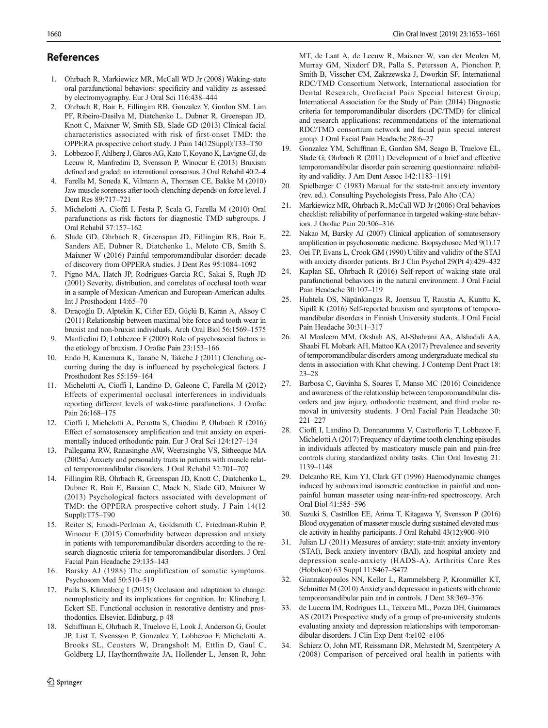## References

1. Ohrbach R, Markiewicz MR, McCall WD Jr (2008) Waking-state oral parafunctional behaviors: specificity and validity as assessed by electromyography. Eur J Oral Sci 116:438–444
2. Ohrbach R, Bair E, Fillingim RB, Gonzalez Y, Gordon SM, Lim PF, Ribeiro-Dasilva M, Diatchenko L, Dubner R, Greenspan JD, Knott C, Maixner W, Smith SB, Slade GD (2013) Clinical facial characteristics associated with risk of first-onset TMD: the OPPERA prospective cohort study. J Pain 14(12Suppl):T33–T50
3. Lobbezoo F, Ahlberg J, Glaros AG, Kato T, Koyano K, Lavigne GJ, de Leeuw R, Manfredini D, Svensson P, Winocur E (2013) Bruxism defined and graded: an international consensus. J Oral Rehabil 40:2–4
4. Farella M, Soneda K, Vilmann A, Thomsen CE, Bakke M (2010) Jaw muscle soreness after tooth-clenching depends on force level. J Dent Res 89:717–721
5. Michelotti A, Cioffi I, Festa P, Scala G, Farella M (2010) Oral parafunctions as risk factors for diagnostic TMD subgroups. J Oral Rehabil 37:157–162
6. Slade GD, Ohrbach R, Greenspan JD, Fillingim RB, Bair E, Sanders AE, Dubner R, Diatchenko L, Meloto CB, Smith S, Maixner W (2016) Painful temporomandibular disorder: decade of discovery from OPPERA studies. J Dent Res 95:1084–1092
7. Pigno MA, Hatch JP, Rodrigues-Garcia RC, Sakai S, Rugh JD (2001) Severity, distribution, and correlates of occlusal tooth wear in a sample of Mexican-American and European-American adults. Int J Prosthodont 14:65–70
8. Dıraçoğlu D, Alptekin K, Cifter ED, Güçlü B, Karan A, Aksoy C (2011) Relationship between maximal bite force and tooth wear in bruxist and non-bruxist individuals. Arch Oral Biol 56:1569–1575
9. Manfredini D, Lobbezoo F (2009) Role of psychosocial factors in the etiology of bruxism. J Orofac Pain 23:153–166
10. Endo H, Kanemura K, Tanabe N, Takebe J (2011) Clenching occurring during the day is influenced by psychological factors. J Prosthodont Res 55:159–164
11. Michelotti A, Cioffi I, Landino D, Galeone C, Farella M (2012) Effects of experimental occlusal interferences in individuals reporting different levels of wake-time parafunctions. J Orofac Pain 26:168–175
12. Cioffi I, Michelotti A, Perrotta S, Chiodini P, Ohrbach R (2016) Effect of somatosensory amplification and trait anxiety on experimentally induced orthodontic pain. Eur J Oral Sci 124:127–134
13. Pallegama RW, Ranasinghe AW, Weerasinghe VS, Sitheeque MA (2005a) Anxiety and personality traits in patients with muscle related temporomandibular disorders. J Oral Rehabil 32:701–707
14. Fillingim RB, Ohrbach R, Greenspan JD, Knott C, Diatchenko L, Dubner R, Bair E, Baraian C, Mack N, Slade GD, Maixner W (2013) Psychological factors associated with development of TMD: the OPPERA prospective cohort study. J Pain 14(12 Suppl):T75–T90
15. Reiter S, Emodi-Perlman A, Goldsmith C, Friedman-Rubin P, Winocur E (2015) Comorbidity between depression and anxiety in patients with temporomandibular disorders according to the research diagnostic criteria for temporomandibular disorders. J Oral Facial Pain Headache 29:135–143
16. Barsky AJ (1988) The amplification of somatic symptoms. Psychosom Med 50:510–519
17. Palla S, Klinenberg I (2015) Occlusion and adaptation to change: neuroplasticity and its implications for cognition. In: Klineberg I, Eckert SE. Functional occlusion in restorative dentistry and prosthodontics. Elsevier, Edinburg, p 48
18. Schiffman E, Ohrbach R, Truelove E, Look J, Anderson G, Goulet JP, List T, Svensson P, Gonzalez Y, Lobbezoo F, Michelotti A, Brooks SL, Ceusters W, Drangsholt M, Ettlin D, Gaul C, Goldberg LJ, Haythornthwaite JA, Hollender L, Jensen R, John MT, de Laat A, de Leeuw R, Maixner W, van der Meulen M, Murray GM, Nixdorf DR, Palla S, Petersson A, Pionchon P, Smith B, Visscher CM, Zakrzewska J, Dworkin SF, International RDC/TMD Consortium Network, International association for Dental Research, Orofacial Pain Special Interest Group, International Association for the Study of Pain (2014) Diagnostic criteria for temporomandibular disorders (DC/TMD) for clinical and research applications: recommendations of the international RDC/TMD consortium network and facial pain special interest group. J Oral Facial Pain Headache 28:6–27
19. Gonzalez YM, Schiffman E, Gordon SM, Seago B, Truelove EL, Slade G, Ohrbach R (2011) Development of a brief and effective temporomandibular disorder pain screening questionnaire: reliability and validity. J Am Dent Assoc 142:1183–1191
20. Spielberger C (1983) Manual for the state-trait anxiety inventory (rev. ed.). Consulting Psychologists Press, Palo Alto (CA)
21. Markiewicz MR, Ohrbach R, McCall WD Jr (2006) Oral behaviors checklist: reliability of performance in targeted waking-state behaviors. J Orofac Pain 20:306–316
22. Nakao M, Barsky AJ (2007) Clinical application of somatosensory amplification in psychosomatic medicine. Biopsychosoc Med 9(1):17
23. Oei TP, Evans L, Crook GM (1990) Utility and validity of the STAI with anxiety disorder patients. Br J Clin Psychol 29(Pt 4):429–432
24. Kaplan SE, Ohrbach R (2016) Self-report of waking-state oral parafunctional behaviors in the natural environment. J Oral Facial Pain Headache 30:107–119
25. Huhtela OS, Näpänkangas R, Joensuu T, Raustia A, Kunttu K, Sipilä K (2016) Self-reported bruxism and symptoms of temporomandibular disorders in Finnish University students. J Oral Facial Pain Headache 30:311–317
26. Al Moaleem MM, Okshah AS, Al-Shahrani AA, Alshadidi AA, Shaabi FI, Mobark AH, Mattoo KA (2017) Prevalence and severity of temporomandibular disorders among undergraduate medical students in association with Khat chewing. J Contemp Dent Pract 18: 23–28
27. Barbosa C, Gavinha S, Soares T, Manso MC (2016) Coincidence and awareness of the relationship between temporomandibular disorders and jaw injury, orthodontic treatment, and third molar removal in university students. J Oral Facial Pain Headache 30: 221–227
28. Cioffi I, Landino D, Donnarumma V, Castroflorio T, Lobbezoo F, Michelotti A (2017) Frequency of daytime tooth clenching episodes in individuals affected by masticatory muscle pain and pain-free controls during standardized ability tasks. Clin Oral Investig 21: 1139–1148
29. Delcanho RE, Kim YJ, Clark GT (1996) Haemodynamic changes induced by submaximal isometric contraction in painful and non-painful human masseter using near-infra-red spectroscopy. Arch Oral Biol 41:585–596
30. Suzuki S, Castrillon EE, Arima T, Kitagawa Y, Svensson P (2016) Blood oxygenation of masseter muscle during sustained elevated muscle activity in healthy participants. J Oral Rehabil 43(12):900–910
31. Julian LJ (2011) Measures of anxiety: state-trait anxiety inventory (STAI), Beck anxiety inventory (BAI), and hospital anxiety and depression scale-anxiety (HADS-A). Arthritis Care Res (Hoboken) 63 Suppl 11:S467–S472
32. Giannakopoulos NN, Keller L, Rammelsberg P, Kronmüller KT, Schmitter M (2010) Anxiety and depression in patients with chronic temporomandibular pain and in controls. J Dent 38:369–376
33. de Lucena IM, Rodrigues LL, Teixeira ML, Pozza DH, Guimaraes AS (2012) Prospective study of a group of pre-university students evaluating anxiety and depression relationships with temporomandibular disorders. J Clin Exp Dent 4:e102–e106
34. Schierz O, John MT, Reissmann DR, Mehrstedt M, Szentpétery A (2008) Comparison of perceived oral health in patients with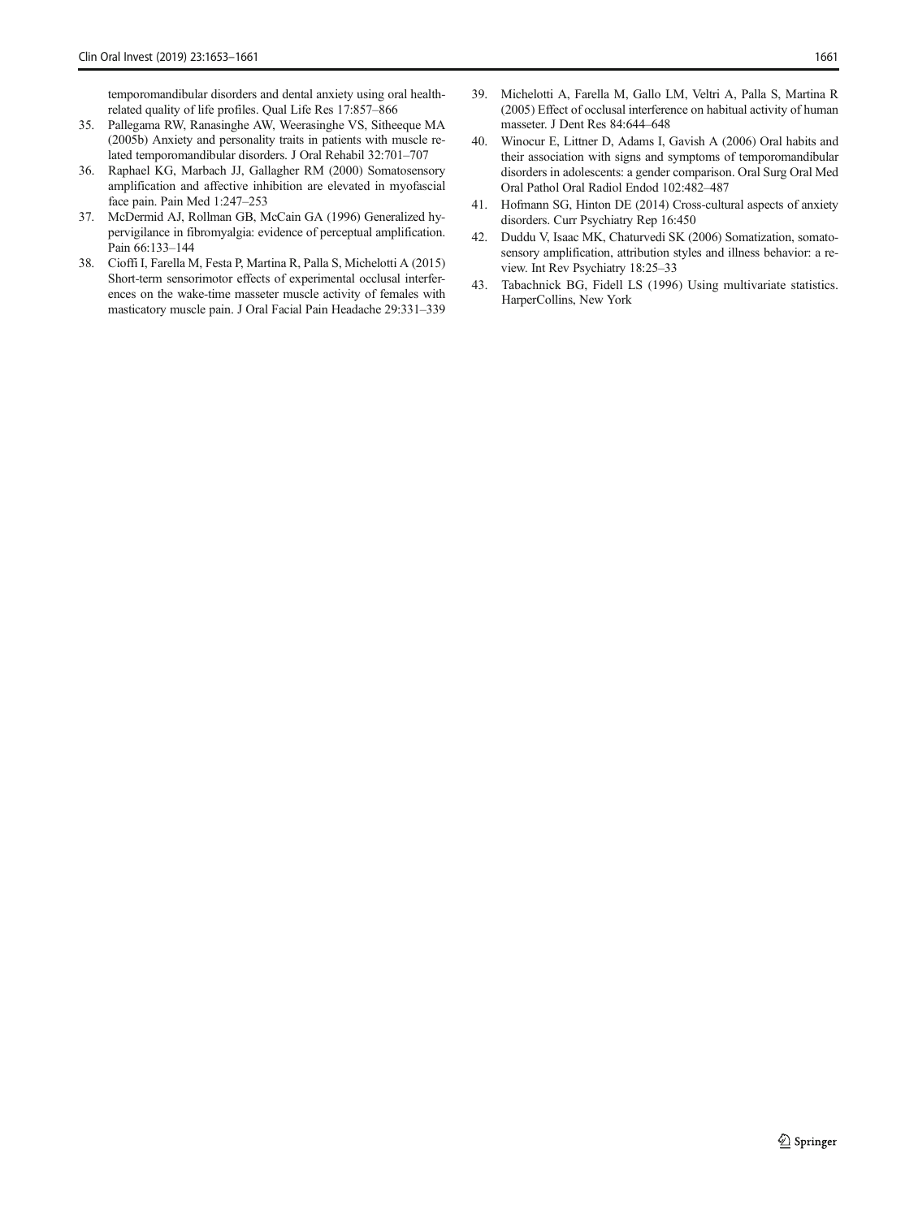temporomandibular disorders and dental anxiety using oral health-related quality of life profiles. Qual Life Res 17:857–866

35. Pallegama RW, Ranasinghe AW, Weerasinghe VS, Sitheeque MA (2005b) Anxiety and personality traits in patients with muscle related temporomandibular disorders. J Oral Rehabil 32:701–707
36. Raphael KG, Marbach JJ, Gallagher RM (2000) Somatosensory amplification and affective inhibition are elevated in myofascial face pain. Pain Med 1:247–253
37. McDermid AJ, Rollman GB, McCain GA (1996) Generalized hypervigilance in fibromyalgia: evidence of perceptual amplification. Pain 66:133–144
38. Cioffi I, Farella M, Festa P, Martina R, Palla S, Michelotti A (2015) Short-term sensorimotor effects of experimental occlusal interferences on the wake-time masseter muscle activity of females with masticatory muscle pain. J Oral Facial Pain Headache 29:331–339
39. Michelotti A, Farella M, Gallo LM, Veltri A, Palla S, Martina R (2005) Effect of occlusal interference on habitual activity of human masseter. J Dent Res 84:644–648
40. Winocur E, Littner D, Adams I, Gavish A (2006) Oral habits and their association with signs and symptoms of temporomandibular disorders in adolescents: a gender comparison. Oral Surg Oral Med Oral Pathol Oral Radiol Endod 102:482–487
41. Hofmann SG, Hinton DE (2014) Cross-cultural aspects of anxiety disorders. Curr Psychiatry Rep 16:450
42. Duddu V, Isaac MK, Chaturvedi SK (2006) Somatization, somatosensory amplification, attribution styles and illness behavior: a review. Int Rev Psychiatry 18:25–33
43. Tabachnick BG, Fidell LS (1996) Using multivariate statistics. HarperCollins, New York